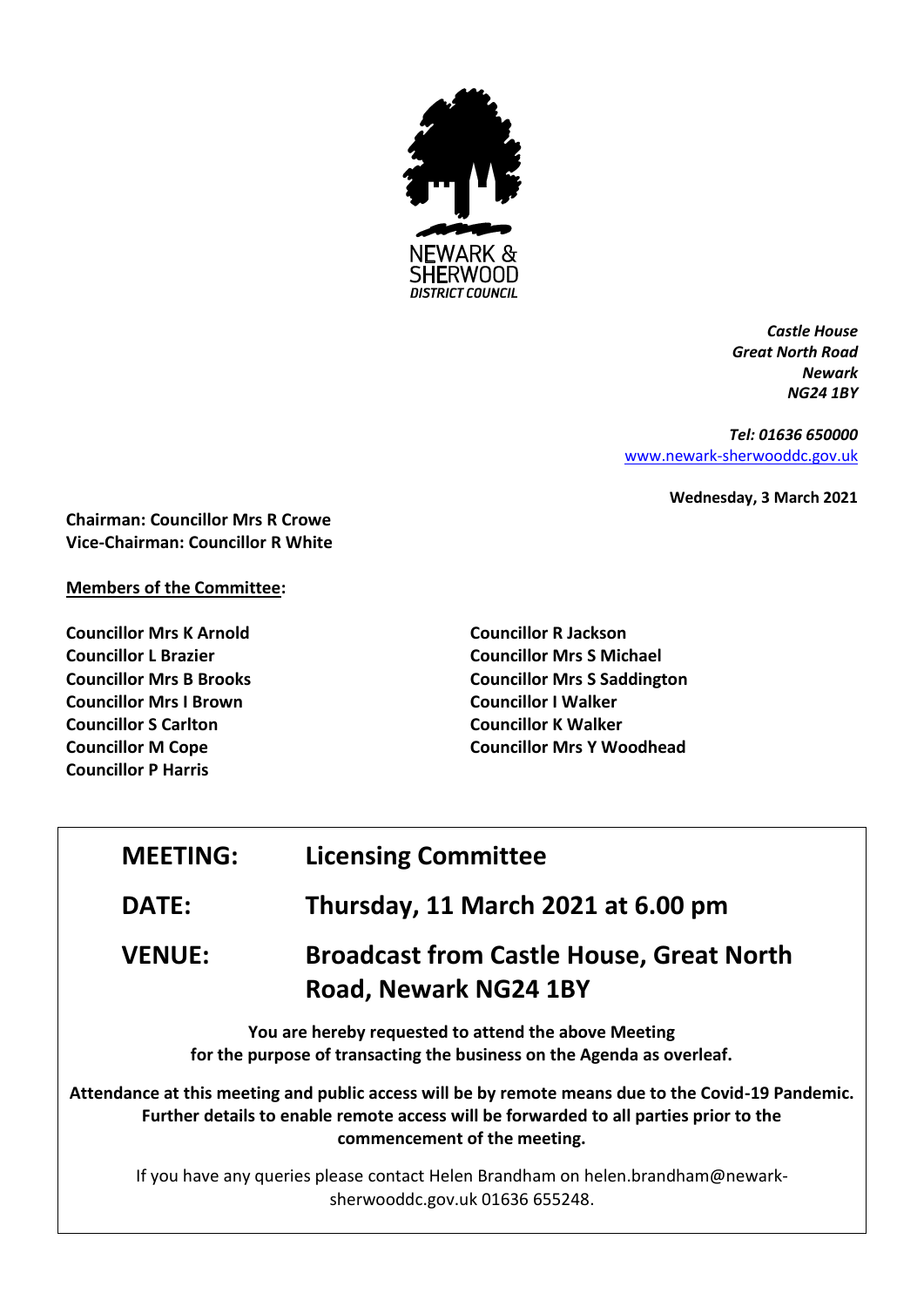NEWARK & SHERWOOD DISTRICT COUNCIL

*Castle House*
*Great North Road*
*Newark*
*NG24 1BY*

*Tel: 01636 650000*
www.newark-sherwooddc.gov.uk

**Wednesday, 3 March 2021**

**Chairman: Councillor Mrs R Crowe**
**Vice-Chairman: Councillor R White**

**Members of the Committee:**

**Councillor Mrs K Arnold**
**Councillor L Brazier**
**Councillor Mrs B Brooks**
**Councillor Mrs I Brown**
**Councillor S Carlton**
**Councillor M Cope**
**Councillor P Harris**
**Councillor R Jackson**
**Councillor Mrs S Michael**
**Councillor Mrs S Saddington**
**Councillor I Walker**
**Councillor K Walker**
**Councillor Mrs Y Woodhead**

| | |
|---|---|
| **MEETING:** | **Licensing Committee** |
| **DATE:** | **Thursday, 11 March 2021 at 6.00 pm** |
| **VENUE:** | **Broadcast from Castle House, Great North Road, Newark NG24 1BY** |

**You are hereby requested to attend the above Meeting for the purpose of transacting the business on the Agenda as overleaf.**

**Attendance at this meeting and public access will be by remote means due to the Covid-19 Pandemic. Further details to enable remote access will be forwarded to all parties prior to the commencement of the meeting.**

If you have any queries please contact Helen Brandham on helen.brandham@newark-sherwooddc.gov.uk 01636 655248.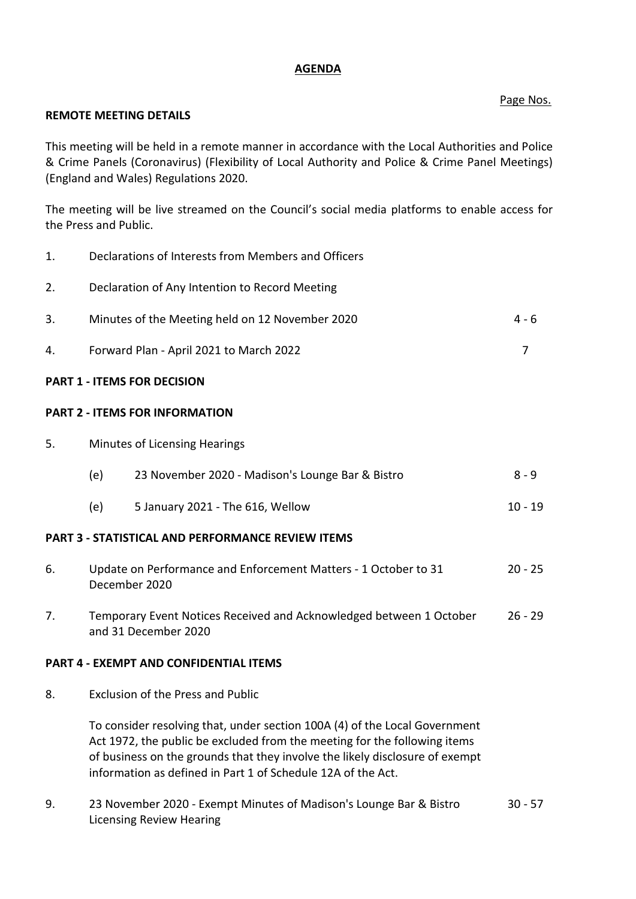## AGENDA

Page Nos.

**REMOTE MEETING DETAILS**

This meeting will be held in a remote manner in accordance with the Local Authorities and Police & Crime Panels (Coronavirus) (Flexibility of Local Authority and Police & Crime Panel Meetings) (England and Wales) Regulations 2020.

The meeting will be live streamed on the Council's social media platforms to enable access for the Press and Public.

| | | | |
|---|---|---|---|
| 1. | Declarations of Interests from Members and Officers | | |
| 2. | Declaration of Any Intention to Record Meeting | | |
| 3. | Minutes of the Meeting held on 12 November 2020 | | 4 - 6 |
| 4. | Forward Plan - April 2021 to March 2022 | | 7 |

**PART 1 - ITEMS FOR DECISION**

**PART 2 - ITEMS FOR INFORMATION**

| | | | |
|---|---|---|---|
| 5. | Minutes of Licensing Hearings | | |
| | (e) | 23 November 2020 - Madison's Lounge Bar & Bistro | 8 - 9 |
| | (e) | 5 January 2021 - The 616, Wellow | 10 - 19 |

**PART 3 - STATISTICAL AND PERFORMANCE REVIEW ITEMS**

| | | |
|---|---|---|
| 6. | Update on Performance and Enforcement Matters - 1 October to 31 December 2020 | 20 - 25 |
| 7. | Temporary Event Notices Received and Acknowledged between 1 October and 31 December 2020 | 26 - 29 |

**PART 4 - EXEMPT AND CONFIDENTIAL ITEMS**

8. Exclusion of the Press and Public

   To consider resolving that, under section 100A (4) of the Local Government Act 1972, the public be excluded from the meeting for the following items of business on the grounds that they involve the likely disclosure of exempt information as defined in Part 1 of Schedule 12A of the Act.

| | | |
|---|---|---|
| 9. | 23 November 2020 - Exempt Minutes of Madison's Lounge Bar & Bistro Licensing Review Hearing | 30 - 57 |